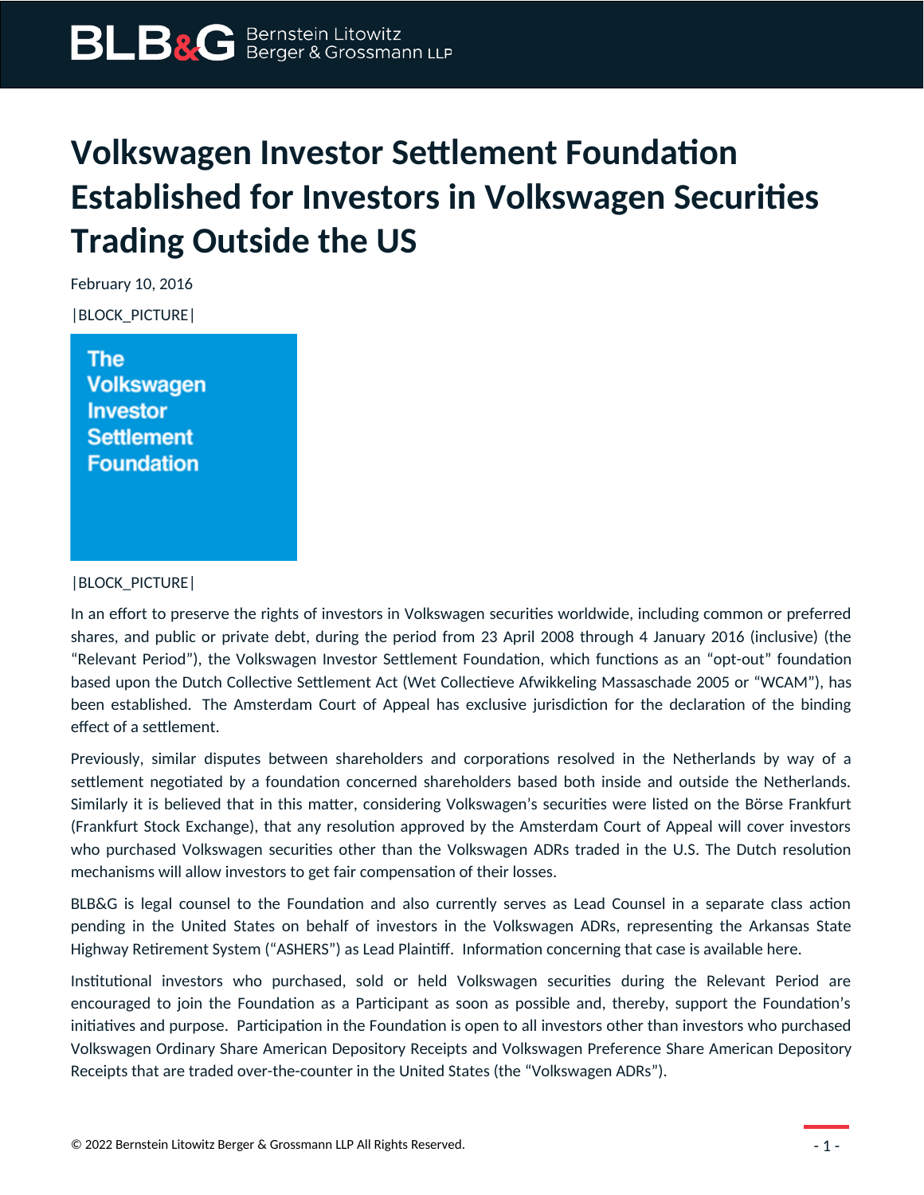# Volkswagen Investor Settlement Foundation Established for Investors in Volkswagen Securities Trading Outside the US

February 10, 2016

|BLOCK_PICTURE|

The Volkswagen Investor Settlement Foundation

|BLOCK_PICTURE|

In an effort to preserve the rights of investors in Volkswagen securities worldwide, including common or preferred shares, and public or private debt, during the period from 23 April 2008 through 4 January 2016 (inclusive) (the "Relevant Period"), the Volkswagen Investor Settlement Foundation, which functions as an "opt-out" foundation based upon the Dutch Collective Settlement Act (Wet Collectieve Afwikkeling Massaschade 2005 or "WCAM"), has been established. The Amsterdam Court of Appeal has exclusive jurisdiction for the declaration of the binding effect of a settlement.

Previously, similar disputes between shareholders and corporations resolved in the Netherlands by way of a settlement negotiated by a foundation concerned shareholders based both inside and outside the Netherlands. Similarly it is believed that in this matter, considering Volkswagen's securities were listed on the Börse Frankfurt (Frankfurt Stock Exchange), that any resolution approved by the Amsterdam Court of Appeal will cover investors who purchased Volkswagen securities other than the Volkswagen ADRs traded in the U.S. The Dutch resolution mechanisms will allow investors to get fair compensation of their losses.

BLB&G is legal counsel to the Foundation and also currently serves as Lead Counsel in a separate class action pending in the United States on behalf of investors in the Volkswagen ADRs, representing the Arkansas State Highway Retirement System ("ASHERS") as Lead Plaintiff. Information concerning that case is available here.

Institutional investors who purchased, sold or held Volkswagen securities during the Relevant Period are encouraged to join the Foundation as a Participant as soon as possible and, thereby, support the Foundation's initiatives and purpose. Participation in the Foundation is open to all investors other than investors who purchased Volkswagen Ordinary Share American Depository Receipts and Volkswagen Preference Share American Depository Receipts that are traded over-the-counter in the United States (the "Volkswagen ADRs").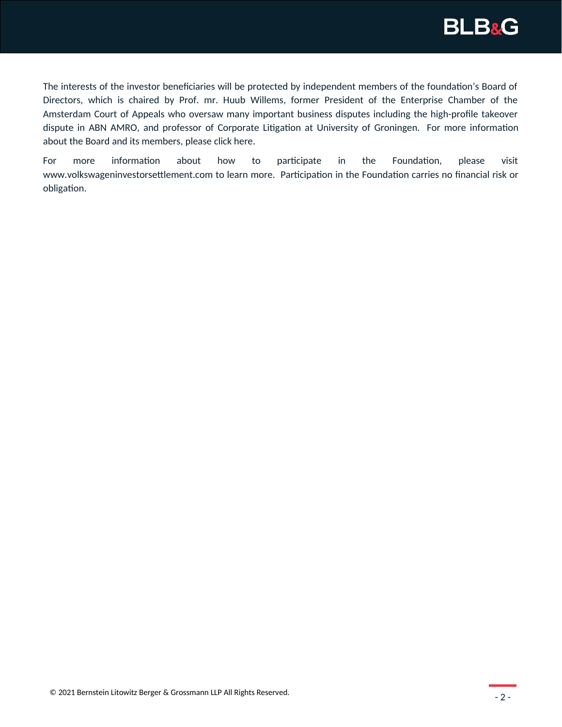The interests of the investor beneficiaries will be protected by independent members of the foundation's Board of Directors, which is chaired by Prof. mr. Huub Willems, former President of the Enterprise Chamber of the Amsterdam Court of Appeals who oversaw many important business disputes including the high-profile takeover dispute in ABN AMRO, and professor of Corporate Litigation at University of Groningen. For more information about the Board and its members, please click here.

For more information about how to participate in the Foundation, please visit www.volkswageninvestorsettlement.com to learn more. Participation in the Foundation carries no financial risk or obligation.